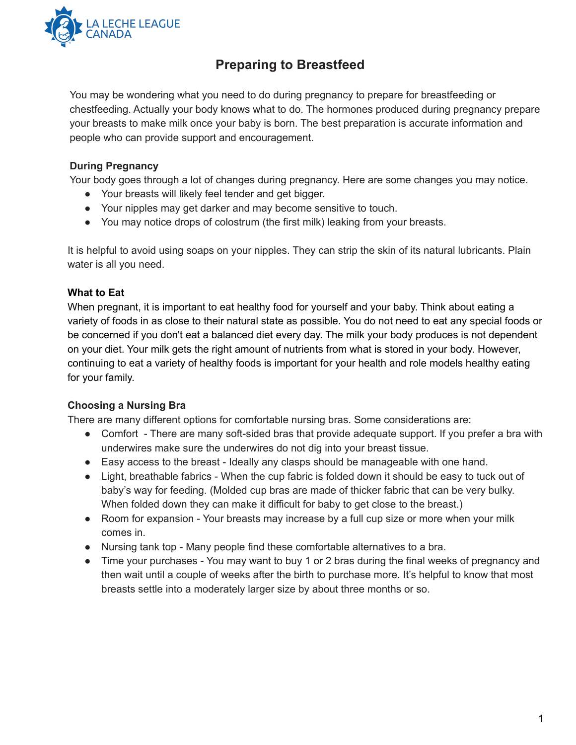LA LECHE LEAGUE CANADA

# Preparing to Breastfeed

You may be wondering what you need to do during pregnancy to prepare for breastfeeding or chestfeeding. Actually your body knows what to do. The hormones produced during pregnancy prepare your breasts to make milk once your baby is born. The best preparation is accurate information and people who can provide support and encouragement.

## During Pregnancy

Your body goes through a lot of changes during pregnancy. Here are some changes you may notice.

- Your breasts will likely feel tender and get bigger.
- Your nipples may get darker and may become sensitive to touch.
- You may notice drops of colostrum (the first milk) leaking from your breasts.

It is helpful to avoid using soaps on your nipples. They can strip the skin of its natural lubricants. Plain water is all you need.

## What to Eat

When pregnant, it is important to eat healthy food for yourself and your baby. Think about eating a variety of foods in as close to their natural state as possible. You do not need to eat any special foods or be concerned if you don't eat a balanced diet every day. The milk your body produces is not dependent on your diet. Your milk gets the right amount of nutrients from what is stored in your body. However, continuing to eat a variety of healthy foods is important for your health and role models healthy eating for your family.

## Choosing a Nursing Bra

There are many different options for comfortable nursing bras. Some considerations are:

- Comfort - There are many soft-sided bras that provide adequate support. If you prefer a bra with underwires make sure the underwires do not dig into your breast tissue.
- Easy access to the breast - Ideally any clasps should be manageable with one hand.
- Light, breathable fabrics - When the cup fabric is folded down it should be easy to tuck out of baby's way for feeding. (Molded cup bras are made of thicker fabric that can be very bulky. When folded down they can make it difficult for baby to get close to the breast.)
- Room for expansion - Your breasts may increase by a full cup size or more when your milk comes in.
- Nursing tank top - Many people find these comfortable alternatives to a bra.
- Time your purchases - You may want to buy 1 or 2 bras during the final weeks of pregnancy and then wait until a couple of weeks after the birth to purchase more. It's helpful to know that most breasts settle into a moderately larger size by about three months or so.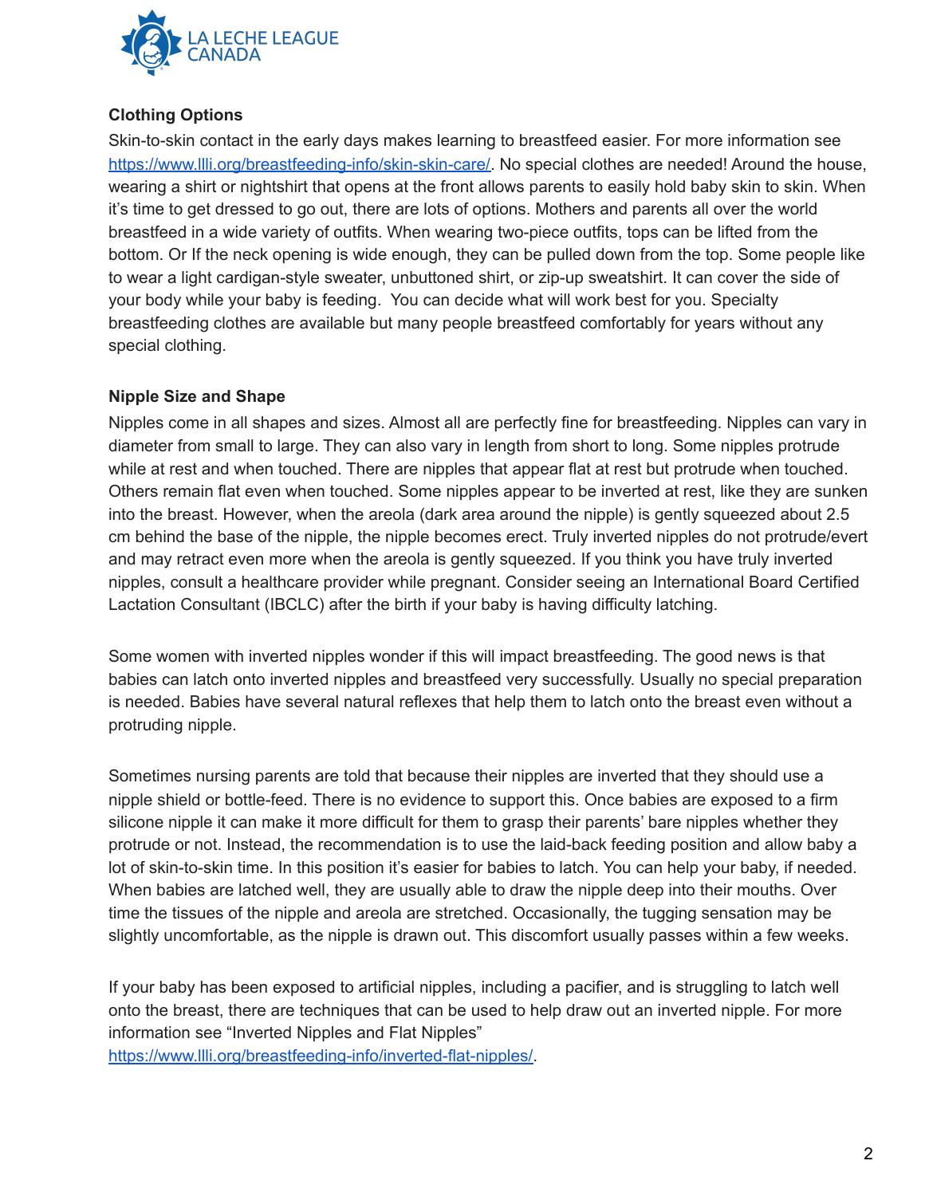**Clothing Options**

Skin-to-skin contact in the early days makes learning to breastfeed easier. For more information see https://www.llli.org/breastfeeding-info/skin-skin-care/. No special clothes are needed! Around the house, wearing a shirt or nightshirt that opens at the front allows parents to easily hold baby skin to skin. When it's time to get dressed to go out, there are lots of options. Mothers and parents all over the world breastfeed in a wide variety of outfits. When wearing two-piece outfits, tops can be lifted from the bottom. Or If the neck opening is wide enough, they can be pulled down from the top. Some people like to wear a light cardigan-style sweater, unbuttoned shirt, or zip-up sweatshirt. It can cover the side of your body while your baby is feeding. You can decide what will work best for you. Specialty breastfeeding clothes are available but many people breastfeed comfortably for years without any special clothing.

**Nipple Size and Shape**

Nipples come in all shapes and sizes. Almost all are perfectly fine for breastfeeding. Nipples can vary in diameter from small to large. They can also vary in length from short to long. Some nipples protrude while at rest and when touched. There are nipples that appear flat at rest but protrude when touched. Others remain flat even when touched. Some nipples appear to be inverted at rest, like they are sunken into the breast. However, when the areola (dark area around the nipple) is gently squeezed about 2.5 cm behind the base of the nipple, the nipple becomes erect. Truly inverted nipples do not protrude/evert and may retract even more when the areola is gently squeezed. If you think you have truly inverted nipples, consult a healthcare provider while pregnant. Consider seeing an International Board Certified Lactation Consultant (IBCLC) after the birth if your baby is having difficulty latching.

Some women with inverted nipples wonder if this will impact breastfeeding. The good news is that babies can latch onto inverted nipples and breastfeed very successfully. Usually no special preparation is needed. Babies have several natural reflexes that help them to latch onto the breast even without a protruding nipple.

Sometimes nursing parents are told that because their nipples are inverted that they should use a nipple shield or bottle-feed. There is no evidence to support this. Once babies are exposed to a firm silicone nipple it can make it more difficult for them to grasp their parents' bare nipples whether they protrude or not. Instead, the recommendation is to use the laid-back feeding position and allow baby a lot of skin-to-skin time. In this position it's easier for babies to latch. You can help your baby, if needed. When babies are latched well, they are usually able to draw the nipple deep into their mouths. Over time the tissues of the nipple and areola are stretched. Occasionally, the tugging sensation may be slightly uncomfortable, as the nipple is drawn out. This discomfort usually passes within a few weeks.

If your baby has been exposed to artificial nipples, including a pacifier, and is struggling to latch well onto the breast, there are techniques that can be used to help draw out an inverted nipple. For more information see "Inverted Nipples and Flat Nipples" https://www.llli.org/breastfeeding-info/inverted-flat-nipples/.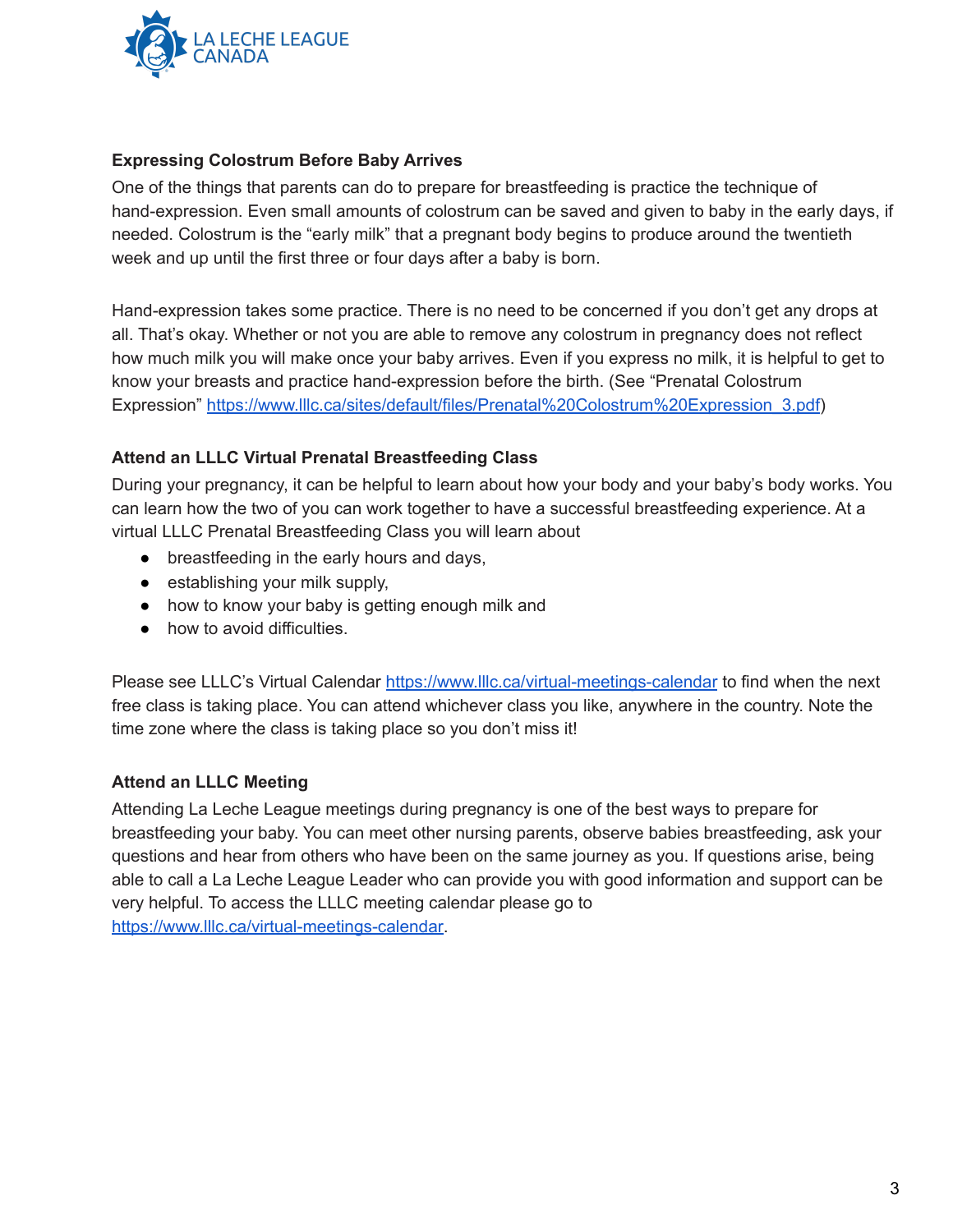### Expressing Colostrum Before Baby Arrives

One of the things that parents can do to prepare for breastfeeding is practice the technique of hand-expression. Even small amounts of colostrum can be saved and given to baby in the early days, if needed. Colostrum is the "early milk" that a pregnant body begins to produce around the twentieth week and up until the first three or four days after a baby is born.

Hand-expression takes some practice. There is no need to be concerned if you don't get any drops at all. That's okay. Whether or not you are able to remove any colostrum in pregnancy does not reflect how much milk you will make once your baby arrives. Even if you express no milk, it is helpful to get to know your breasts and practice hand-expression before the birth. (See "Prenatal Colostrum Expression" https://www.lllc.ca/sites/default/files/Prenatal%20Colostrum%20Expression_3.pdf)

### Attend an LLLC Virtual Prenatal Breastfeeding Class

During your pregnancy, it can be helpful to learn about how your body and your baby's body works. You can learn how the two of you can work together to have a successful breastfeeding experience. At a virtual LLLC Prenatal Breastfeeding Class you will learn about

- breastfeeding in the early hours and days,
- establishing your milk supply,
- how to know your baby is getting enough milk and
- how to avoid difficulties.

Please see LLLC's Virtual Calendar https://www.lllc.ca/virtual-meetings-calendar to find when the next free class is taking place. You can attend whichever class you like, anywhere in the country. Note the time zone where the class is taking place so you don't miss it!

### Attend an LLLC Meeting

Attending La Leche League meetings during pregnancy is one of the best ways to prepare for breastfeeding your baby. You can meet other nursing parents, observe babies breastfeeding, ask your questions and hear from others who have been on the same journey as you. If questions arise, being able to call a La Leche League Leader who can provide you with good information and support can be very helpful. To access the LLLC meeting calendar please go to https://www.lllc.ca/virtual-meetings-calendar.